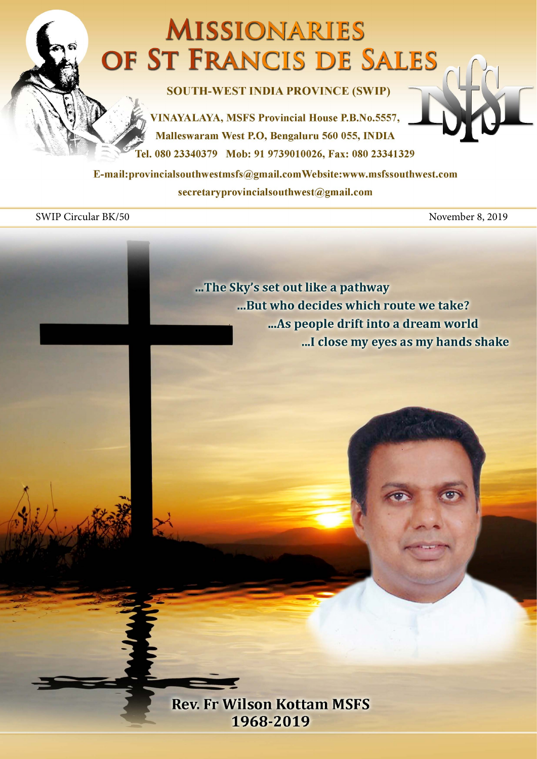# MISSIONARIES OF ST FRANCIS DE SALES

**SOUTH-WEST INDIA PROVINCE (SWIP)**

**VINAYALAYA, MSFS Provincial House P.B.No.5557,**
**Malleswaram West P.O, Bengaluru 560 055, INDIA**
**Tel. 080 23340379 Mob: 91 9739010026, Fax: 080 23341329**

**E-mail:provincialsouthwestmsfs@gmail.com Website:www.msfssouthwest.com**
**secretaryprovincialsouthwest@gmail.com**

SWIP Circular BK/50

November 8, 2019

**...The Sky's set out like a pathway**
**...But who decides which route we take?**
**...As people drift into a dream world**
**...I close my eyes as my hands shake**

**Rev. Fr Wilson Kottam MSFS**
**1968-2019**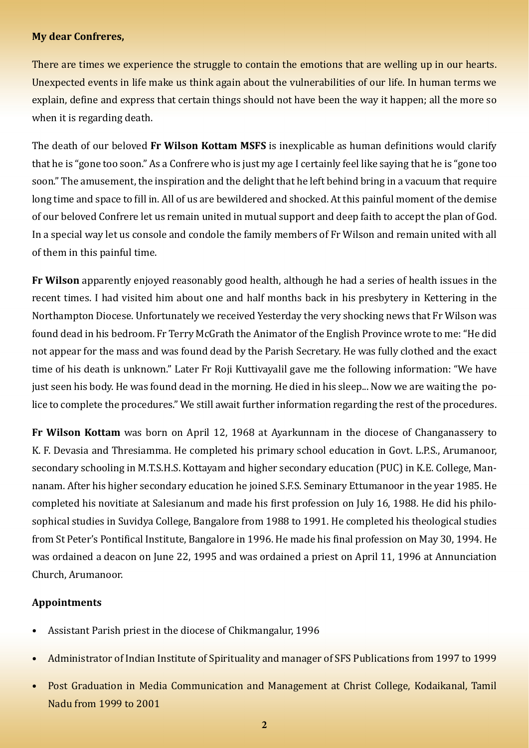**My dear Confreres,**

There are times we experience the struggle to contain the emotions that are welling up in our hearts. Unexpected events in life make us think again about the vulnerabilities of our life. In human terms we explain, define and express that certain things should not have been the way it happen; all the more so when it is regarding death.

The death of our beloved **Fr Wilson Kottam MSFS** is inexplicable as human definitions would clarify that he is "gone too soon." As a Confrere who is just my age I certainly feel like saying that he is "gone too soon." The amusement, the inspiration and the delight that he left behind bring in a vacuum that require long time and space to fill in. All of us are bewildered and shocked. At this painful moment of the demise of our beloved Confrere let us remain united in mutual support and deep faith to accept the plan of God. In a special way let us console and condole the family members of Fr Wilson and remain united with all of them in this painful time.

**Fr Wilson** apparently enjoyed reasonably good health, although he had a series of health issues in the recent times. I had visited him about one and half months back in his presbytery in Kettering in the Northampton Diocese. Unfortunately we received Yesterday the very shocking news that Fr Wilson was found dead in his bedroom. Fr Terry McGrath the Animator of the English Province wrote to me: "He did not appear for the mass and was found dead by the Parish Secretary. He was fully clothed and the exact time of his death is unknown." Later Fr Roji Kuttivayalil gave me the following information: "We have just seen his body. He was found dead in the morning. He died in his sleep... Now we are waiting the police to complete the procedures." We still await further information regarding the rest of the procedures.

**Fr Wilson Kottam** was born on April 12, 1968 at Ayarkunnam in the diocese of Changanassery to K. F. Devasia and Thresiamma. He completed his primary school education in Govt. L.P.S., Arumanoor, secondary schooling in M.T.S.H.S. Kottayam and higher secondary education (PUC) in K.E. College, Mannanam. After his higher secondary education he joined S.F.S. Seminary Ettumanoor in the year 1985. He completed his novitiate at Salesianum and made his first profession on July 16, 1988. He did his philosophical studies in Suvidya College, Bangalore from 1988 to 1991. He completed his theological studies from St Peter's Pontifical Institute, Bangalore in 1996. He made his final profession on May 30, 1994. He was ordained a deacon on June 22, 1995 and was ordained a priest on April 11, 1996 at Annunciation Church, Arumanoor.

**Appointments**

- Assistant Parish priest in the diocese of Chikmangalur, 1996
- Administrator of Indian Institute of Spirituality and manager of SFS Publications from 1997 to 1999
- Post Graduation in Media Communication and Management at Christ College, Kodaikanal, Tamil Nadu from 1999 to 2001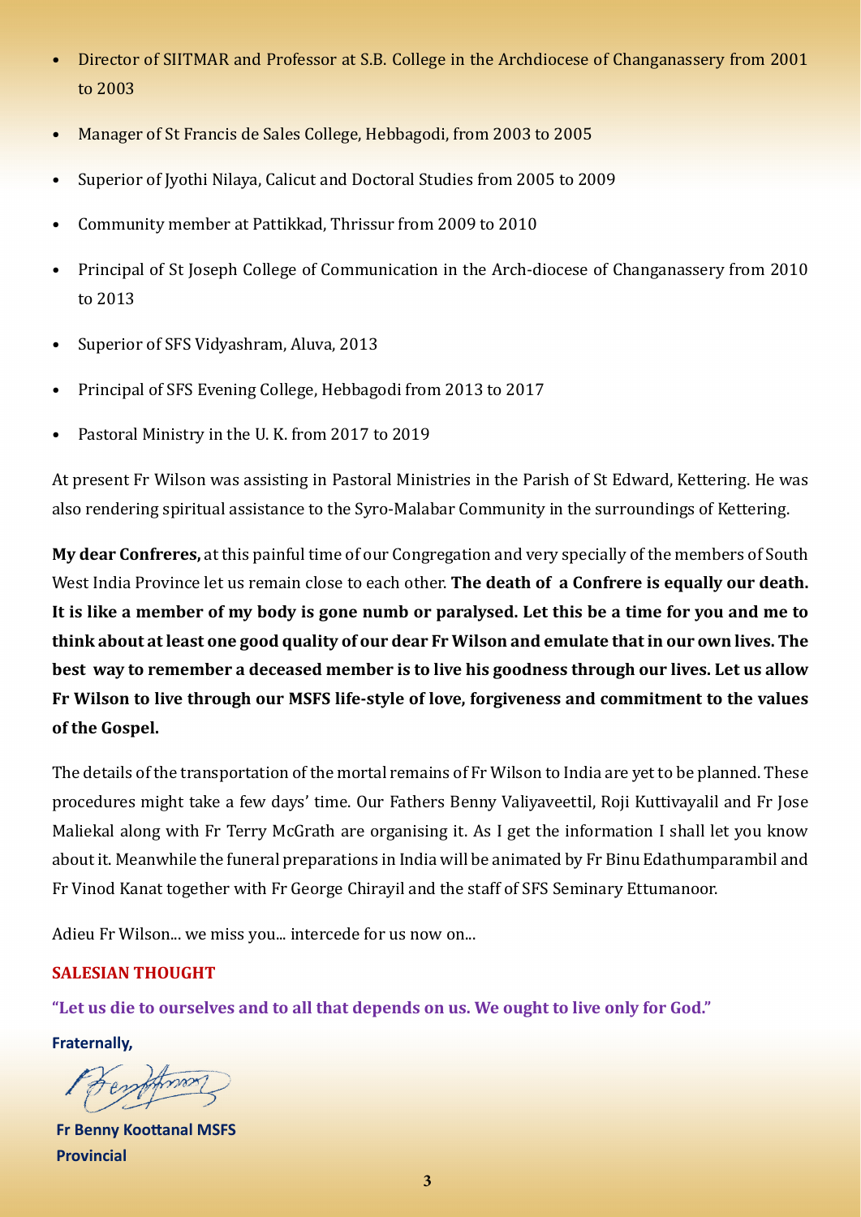- Director of SIITMAR and Professor at S.B. College in the Archdiocese of Changanassery from 2001 to 2003
- Manager of St Francis de Sales College, Hebbagodi, from 2003 to 2005
- Superior of Jyothi Nilaya, Calicut and Doctoral Studies from 2005 to 2009
- Community member at Pattikkad, Thrissur from 2009 to 2010
- Principal of St Joseph College of Communication in the Arch-diocese of Changanassery from 2010 to 2013
- Superior of SFS Vidyashram, Aluva, 2013
- Principal of SFS Evening College, Hebbagodi from 2013 to 2017
- Pastoral Ministry in the U. K. from 2017 to 2019

At present Fr Wilson was assisting in Pastoral Ministries in the Parish of St Edward, Kettering. He was also rendering spiritual assistance to the Syro-Malabar Community in the surroundings of Kettering.

**My dear Confreres,** at this painful time of our Congregation and very specially of the members of South West India Province let us remain close to each other. **The death of a Confrere is equally our death. It is like a member of my body is gone numb or paralysed. Let this be a time for you and me to think about at least one good quality of our dear Fr Wilson and emulate that in our own lives. The best way to remember a deceased member is to live his goodness through our lives. Let us allow Fr Wilson to live through our MSFS life-style of love, forgiveness and commitment to the values of the Gospel.**

The details of the transportation of the mortal remains of Fr Wilson to India are yet to be planned. These procedures might take a few days' time. Our Fathers Benny Valiyaveettil, Roji Kuttivayalil and Fr Jose Maliekal along with Fr Terry McGrath are organising it. As I get the information I shall let you know about it. Meanwhile the funeral preparations in India will be animated by Fr Binu Edathumparambil and Fr Vinod Kanat together with Fr George Chirayil and the staff of SFS Seminary Ettumanoor.

Adieu Fr Wilson... we miss you... intercede for us now on...

**SALESIAN THOUGHT**

**"Let us die to ourselves and to all that depends on us. We ought to live only for God."**

**Fraternally,**

**Fr Benny Koottanal MSFS**
**Provincial**